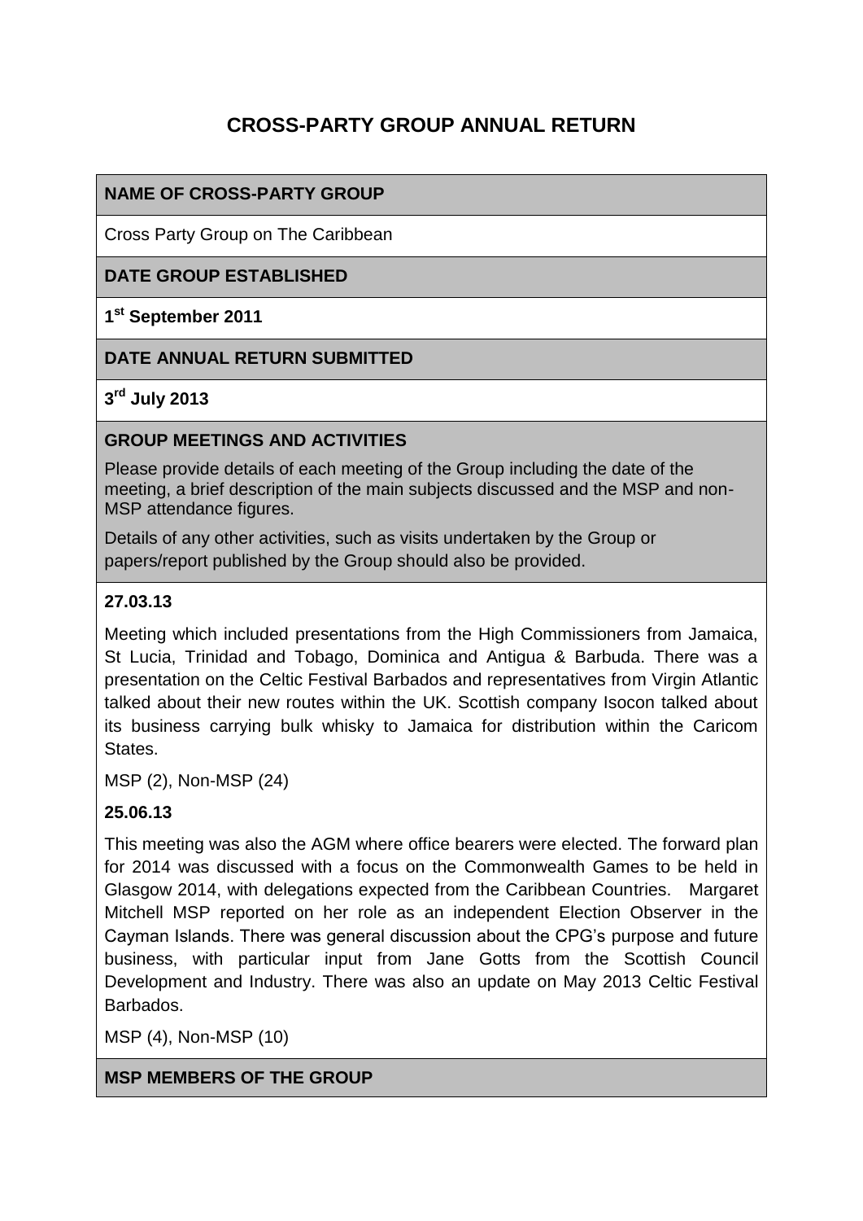# CROSS-PARTY GROUP ANNUAL RETURN

**NAME OF CROSS-PARTY GROUP**

Cross Party Group on The Caribbean

**DATE GROUP ESTABLISHED**

**1st September 2011**

**DATE ANNUAL RETURN SUBMITTED**

**3rd July 2013**

**GROUP MEETINGS AND ACTIVITIES**

Please provide details of each meeting of the Group including the date of the meeting, a brief description of the main subjects discussed and the MSP and non-MSP attendance figures.

Details of any other activities, such as visits undertaken by the Group or papers/report published by the Group should also be provided.

**27.03.13**

Meeting which included presentations from the High Commissioners from Jamaica, St Lucia, Trinidad and Tobago, Dominica and Antigua & Barbuda. There was a presentation on the Celtic Festival Barbados and representatives from Virgin Atlantic talked about their new routes within the UK. Scottish company Isocon talked about its business carrying bulk whisky to Jamaica for distribution within the Caricom States.

MSP (2), Non-MSP (24)

**25.06.13**

This meeting was also the AGM where office bearers were elected. The forward plan for 2014 was discussed with a focus on the Commonwealth Games to be held in Glasgow 2014, with delegations expected from the Caribbean Countries. Margaret Mitchell MSP reported on her role as an independent Election Observer in the Cayman Islands. There was general discussion about the CPG's purpose and future business, with particular input from Jane Gotts from the Scottish Council Development and Industry. There was also an update on May 2013 Celtic Festival Barbados.

MSP (4), Non-MSP (10)

**MSP MEMBERS OF THE GROUP**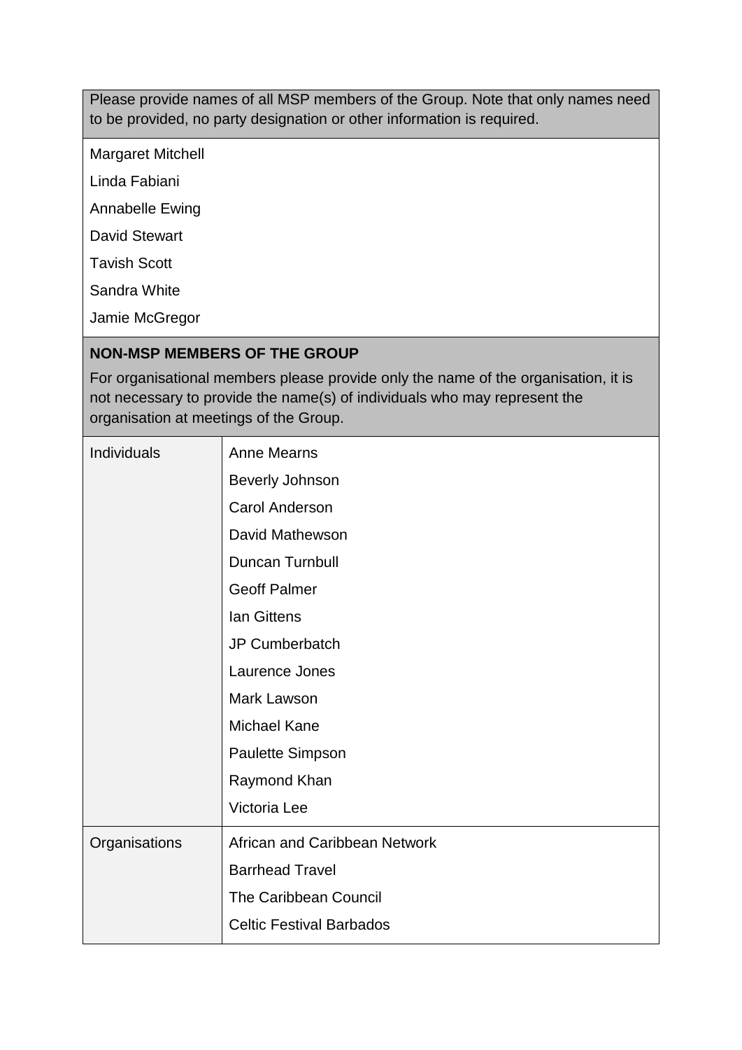| Please provide names of all MSP members of the Group. Note that only names need to be provided, no party designation or other information is required. |
| --- |
| Margaret Mitchell<br>Linda Fabiani<br>Annabelle Ewing<br>David Stewart<br>Tavish Scott<br>Sandra White<br>Jamie McGregor |

| **NON-MSP MEMBERS OF THE GROUP**<br>For organisational members please provide only the name of the organisation, it is not necessary to provide the name(s) of individuals who may represent the organisation at meetings of the Group. | |
| --- | --- |
| Individuals | Anne Mearns<br>Beverly Johnson<br>Carol Anderson<br>David Mathewson<br>Duncan Turnbull<br>Geoff Palmer<br>Ian Gittens<br>JP Cumberbatch<br>Laurence Jones<br>Mark Lawson<br>Michael Kane<br>Paulette Simpson<br>Raymond Khan<br>Victoria Lee |
| Organisations | African and Caribbean Network<br>Barrhead Travel<br>The Caribbean Council<br>Celtic Festival Barbados |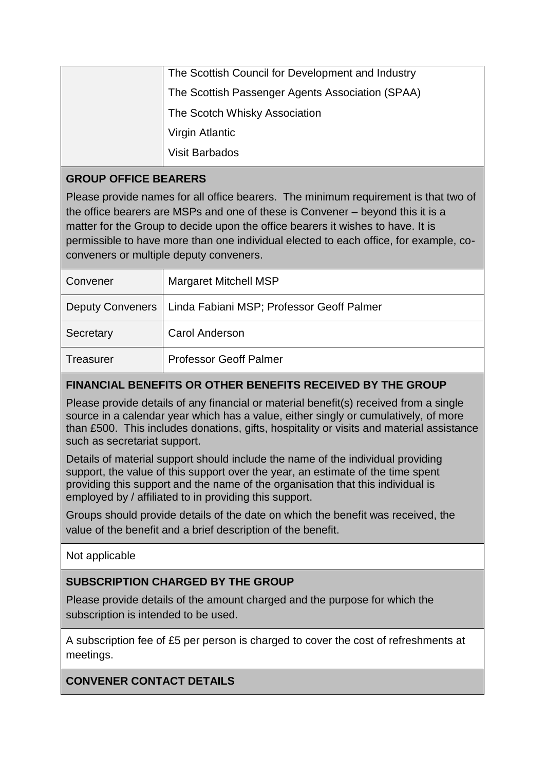| | |
|---|---|
| | The Scottish Council for Development and Industry |
| | The Scottish Passenger Agents Association (SPAA) |
| | The Scotch Whisky Association |
| | Virgin Atlantic |
| | Visit Barbados |

**GROUP OFFICE BEARERS**

Please provide names for all office bearers. The minimum requirement is that two of the office bearers are MSPs and one of these is Convener – beyond this it is a matter for the Group to decide upon the office bearers it wishes to have. It is permissible to have more than one individual elected to each office, for example, co-conveners or multiple deputy conveners.

| | |
|---|---|
| Convener | Margaret Mitchell MSP |
| Deputy Conveners | Linda Fabiani MSP; Professor Geoff Palmer |
| Secretary | Carol Anderson |
| Treasurer | Professor Geoff Palmer |

**FINANCIAL BENEFITS OR OTHER BENEFITS RECEIVED BY THE GROUP**

Please provide details of any financial or material benefit(s) received from a single source in a calendar year which has a value, either singly or cumulatively, of more than £500. This includes donations, gifts, hospitality or visits and material assistance such as secretariat support.

Details of material support should include the name of the individual providing support, the value of this support over the year, an estimate of the time spent providing this support and the name of the organisation that this individual is employed by / affiliated to in providing this support.

Groups should provide details of the date on which the benefit was received, the value of the benefit and a brief description of the benefit.

Not applicable

**SUBSCRIPTION CHARGED BY THE GROUP**

Please provide details of the amount charged and the purpose for which the subscription is intended to be used.

A subscription fee of £5 per person is charged to cover the cost of refreshments at meetings.

**CONVENER CONTACT DETAILS**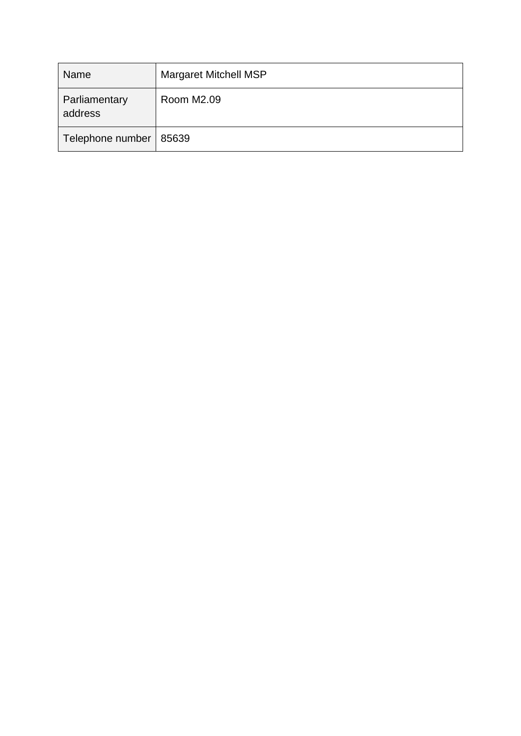| | |
|---|---|
| Name | Margaret Mitchell MSP |
| Parliamentary address | Room M2.09 |
| Telephone number | 85639 |